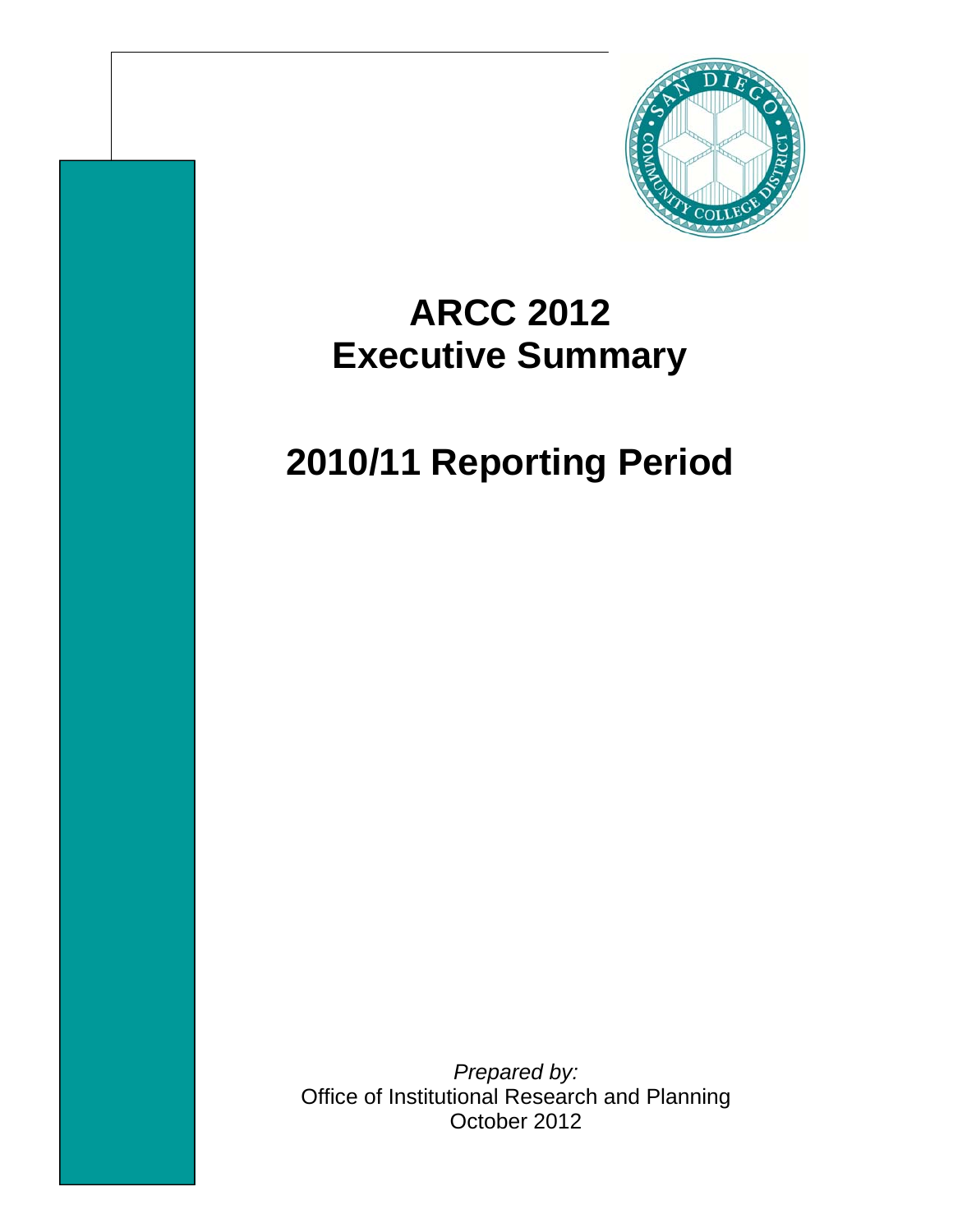# ARCC 2012 Executive Summary

# 2010/11 Reporting Period

*Prepared by:*
Office of Institutional Research and Planning
October 2012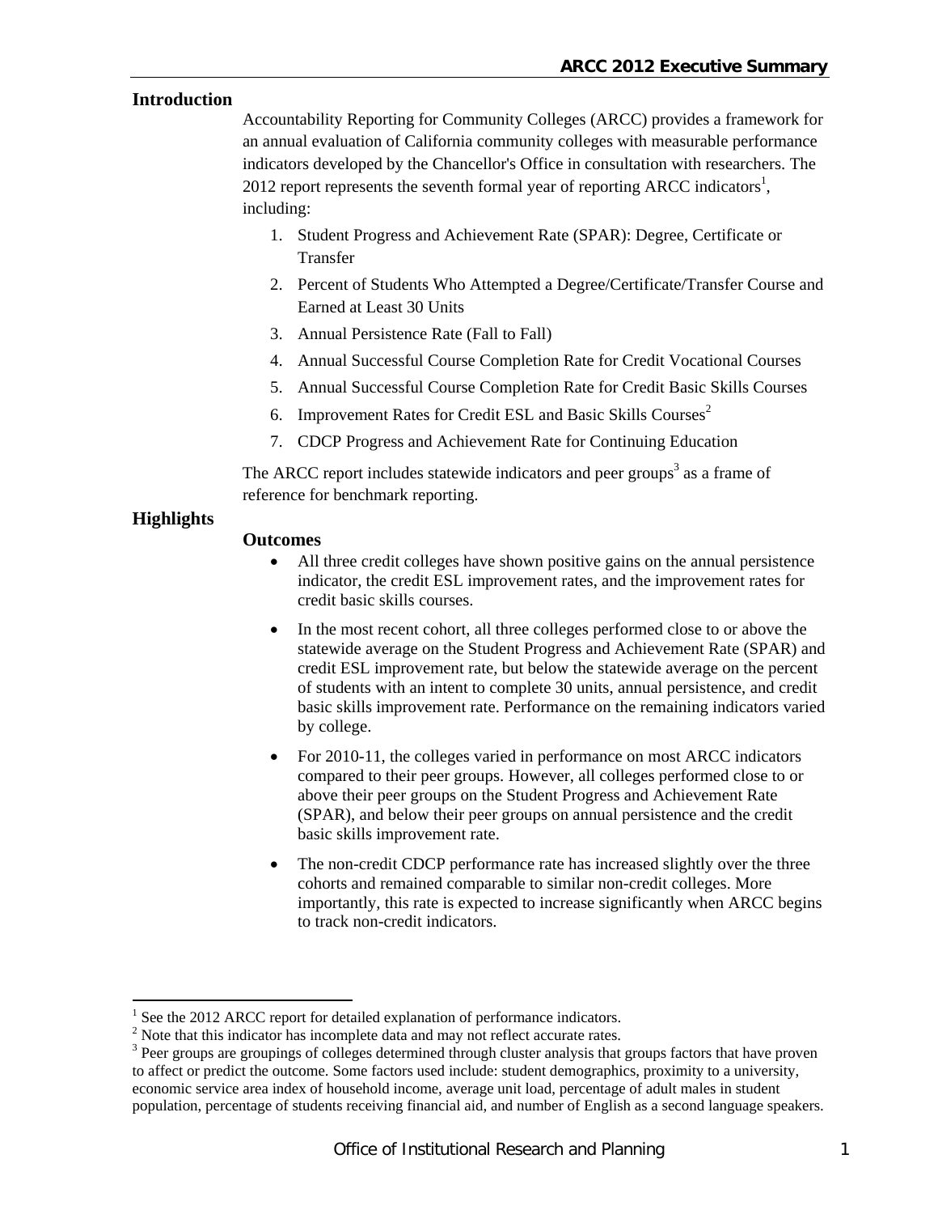## Introduction

Accountability Reporting for Community Colleges (ARCC) provides a framework for an annual evaluation of California community colleges with measurable performance indicators developed by the Chancellor's Office in consultation with researchers. The 2012 report represents the seventh formal year of reporting ARCC indicators[1], including:

1. Student Progress and Achievement Rate (SPAR): Degree, Certificate or Transfer
2. Percent of Students Who Attempted a Degree/Certificate/Transfer Course and Earned at Least 30 Units
3. Annual Persistence Rate (Fall to Fall)
4. Annual Successful Course Completion Rate for Credit Vocational Courses
5. Annual Successful Course Completion Rate for Credit Basic Skills Courses
6. Improvement Rates for Credit ESL and Basic Skills Courses[2]
7. CDCP Progress and Achievement Rate for Continuing Education

The ARCC report includes statewide indicators and peer groups[3] as a frame of reference for benchmark reporting.

## Highlights

### Outcomes

- All three credit colleges have shown positive gains on the annual persistence indicator, the credit ESL improvement rates, and the improvement rates for credit basic skills courses.
- In the most recent cohort, all three colleges performed close to or above the statewide average on the Student Progress and Achievement Rate (SPAR) and credit ESL improvement rate, but below the statewide average on the percent of students with an intent to complete 30 units, annual persistence, and credit basic skills improvement rate. Performance on the remaining indicators varied by college.
- For 2010-11, the colleges varied in performance on most ARCC indicators compared to their peer groups. However, all colleges performed close to or above their peer groups on the Student Progress and Achievement Rate (SPAR), and below their peer groups on annual persistence and the credit basic skills improvement rate.
- The non-credit CDCP performance rate has increased slightly over the three cohorts and remained comparable to similar non-credit colleges. More importantly, this rate is expected to increase significantly when ARCC begins to track non-credit indicators.

---

[1] See the 2012 ARCC report for detailed explanation of performance indicators.

[2] Note that this indicator has incomplete data and may not reflect accurate rates.

[3] Peer groups are groupings of colleges determined through cluster analysis that groups factors that have proven to affect or predict the outcome. Some factors used include: student demographics, proximity to a university, economic service area index of household income, average unit load, percentage of adult males in student population, percentage of students receiving financial aid, and number of English as a second language speakers.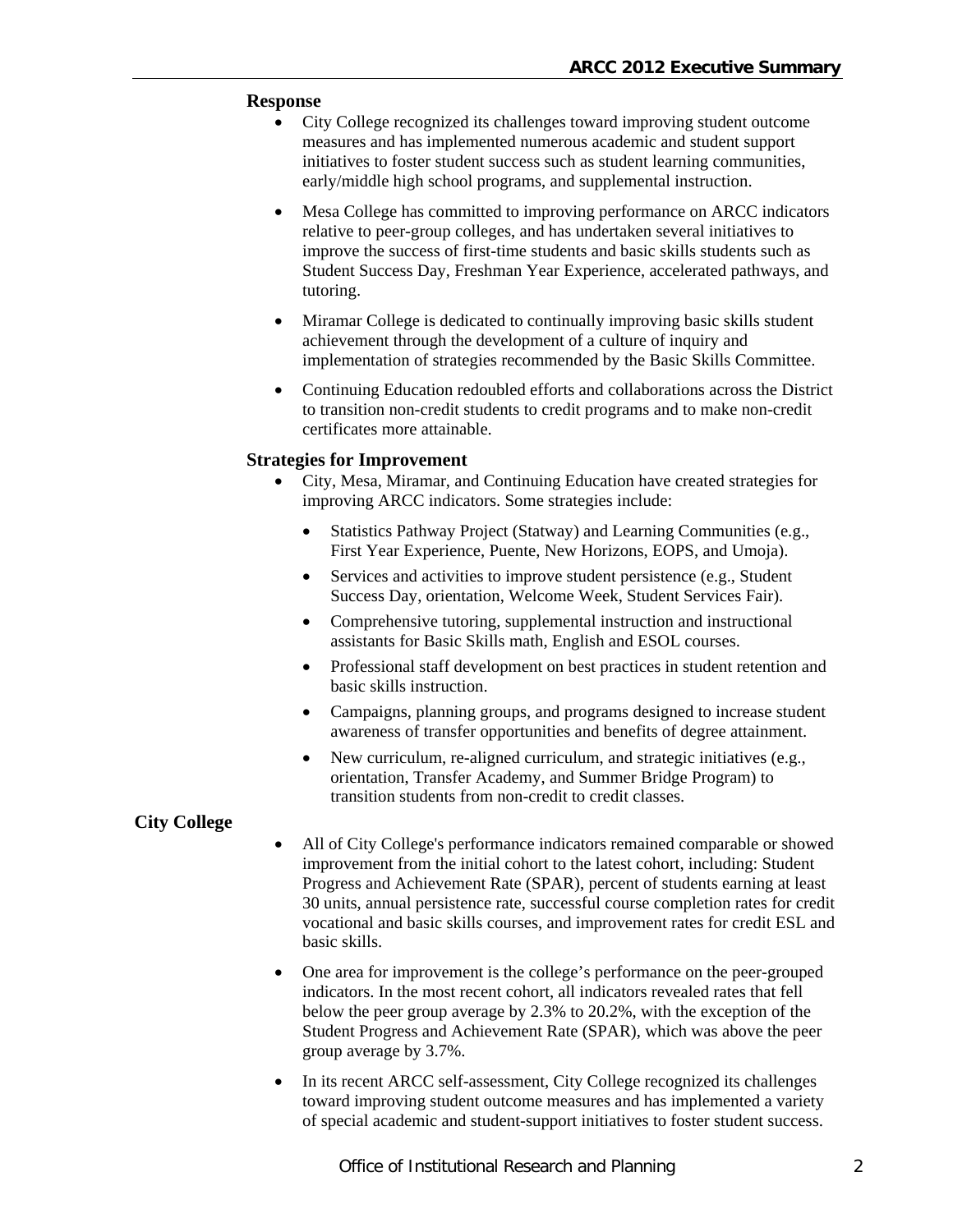### Response

- City College recognized its challenges toward improving student outcome measures and has implemented numerous academic and student support initiatives to foster student success such as student learning communities, early/middle high school programs, and supplemental instruction.
- Mesa College has committed to improving performance on ARCC indicators relative to peer-group colleges, and has undertaken several initiatives to improve the success of first-time students and basic skills students such as Student Success Day, Freshman Year Experience, accelerated pathways, and tutoring.
- Miramar College is dedicated to continually improving basic skills student achievement through the development of a culture of inquiry and implementation of strategies recommended by the Basic Skills Committee.
- Continuing Education redoubled efforts and collaborations across the District to transition non-credit students to credit programs and to make non-credit certificates more attainable.

### Strategies for Improvement

- City, Mesa, Miramar, and Continuing Education have created strategies for improving ARCC indicators. Some strategies include:
  - Statistics Pathway Project (Statway) and Learning Communities (e.g., First Year Experience, Puente, New Horizons, EOPS, and Umoja).
  - Services and activities to improve student persistence (e.g., Student Success Day, orientation, Welcome Week, Student Services Fair).
  - Comprehensive tutoring, supplemental instruction and instructional assistants for Basic Skills math, English and ESOL courses.
  - Professional staff development on best practices in student retention and basic skills instruction.
  - Campaigns, planning groups, and programs designed to increase student awareness of transfer opportunities and benefits of degree attainment.
  - New curriculum, re-aligned curriculum, and strategic initiatives (e.g., orientation, Transfer Academy, and Summer Bridge Program) to transition students from non-credit to credit classes.

## City College

- All of City College's performance indicators remained comparable or showed improvement from the initial cohort to the latest cohort, including: Student Progress and Achievement Rate (SPAR), percent of students earning at least 30 units, annual persistence rate, successful course completion rates for credit vocational and basic skills courses, and improvement rates for credit ESL and basic skills.
- One area for improvement is the college's performance on the peer-grouped indicators. In the most recent cohort, all indicators revealed rates that fell below the peer group average by 2.3% to 20.2%, with the exception of the Student Progress and Achievement Rate (SPAR), which was above the peer group average by 3.7%.
- In its recent ARCC self-assessment, City College recognized its challenges toward improving student outcome measures and has implemented a variety of special academic and student-support initiatives to foster student success.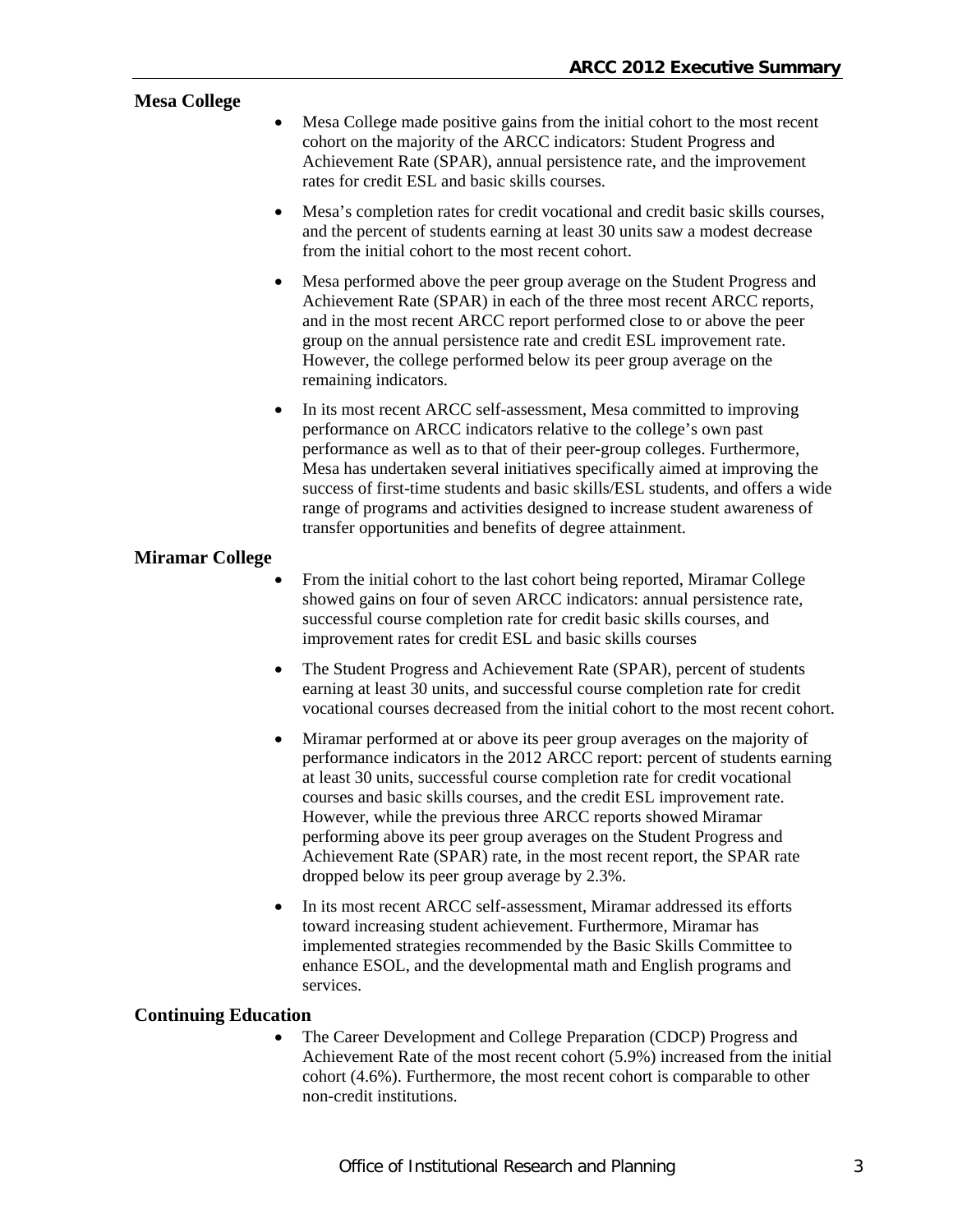### Mesa College

- Mesa College made positive gains from the initial cohort to the most recent cohort on the majority of the ARCC indicators: Student Progress and Achievement Rate (SPAR), annual persistence rate, and the improvement rates for credit ESL and basic skills courses.
- Mesa's completion rates for credit vocational and credit basic skills courses, and the percent of students earning at least 30 units saw a modest decrease from the initial cohort to the most recent cohort.
- Mesa performed above the peer group average on the Student Progress and Achievement Rate (SPAR) in each of the three most recent ARCC reports, and in the most recent ARCC report performed close to or above the peer group on the annual persistence rate and credit ESL improvement rate. However, the college performed below its peer group average on the remaining indicators.
- In its most recent ARCC self-assessment, Mesa committed to improving performance on ARCC indicators relative to the college's own past performance as well as to that of their peer-group colleges. Furthermore, Mesa has undertaken several initiatives specifically aimed at improving the success of first-time students and basic skills/ESL students, and offers a wide range of programs and activities designed to increase student awareness of transfer opportunities and benefits of degree attainment.

### Miramar College

- From the initial cohort to the last cohort being reported, Miramar College showed gains on four of seven ARCC indicators: annual persistence rate, successful course completion rate for credit basic skills courses, and improvement rates for credit ESL and basic skills courses
- The Student Progress and Achievement Rate (SPAR), percent of students earning at least 30 units, and successful course completion rate for credit vocational courses decreased from the initial cohort to the most recent cohort.
- Miramar performed at or above its peer group averages on the majority of performance indicators in the 2012 ARCC report: percent of students earning at least 30 units, successful course completion rate for credit vocational courses and basic skills courses, and the credit ESL improvement rate. However, while the previous three ARCC reports showed Miramar performing above its peer group averages on the Student Progress and Achievement Rate (SPAR) rate, in the most recent report, the SPAR rate dropped below its peer group average by 2.3%.
- In its most recent ARCC self-assessment, Miramar addressed its efforts toward increasing student achievement. Furthermore, Miramar has implemented strategies recommended by the Basic Skills Committee to enhance ESOL, and the developmental math and English programs and services.

### Continuing Education

- The Career Development and College Preparation (CDCP) Progress and Achievement Rate of the most recent cohort (5.9%) increased from the initial cohort (4.6%). Furthermore, the most recent cohort is comparable to other non-credit institutions.